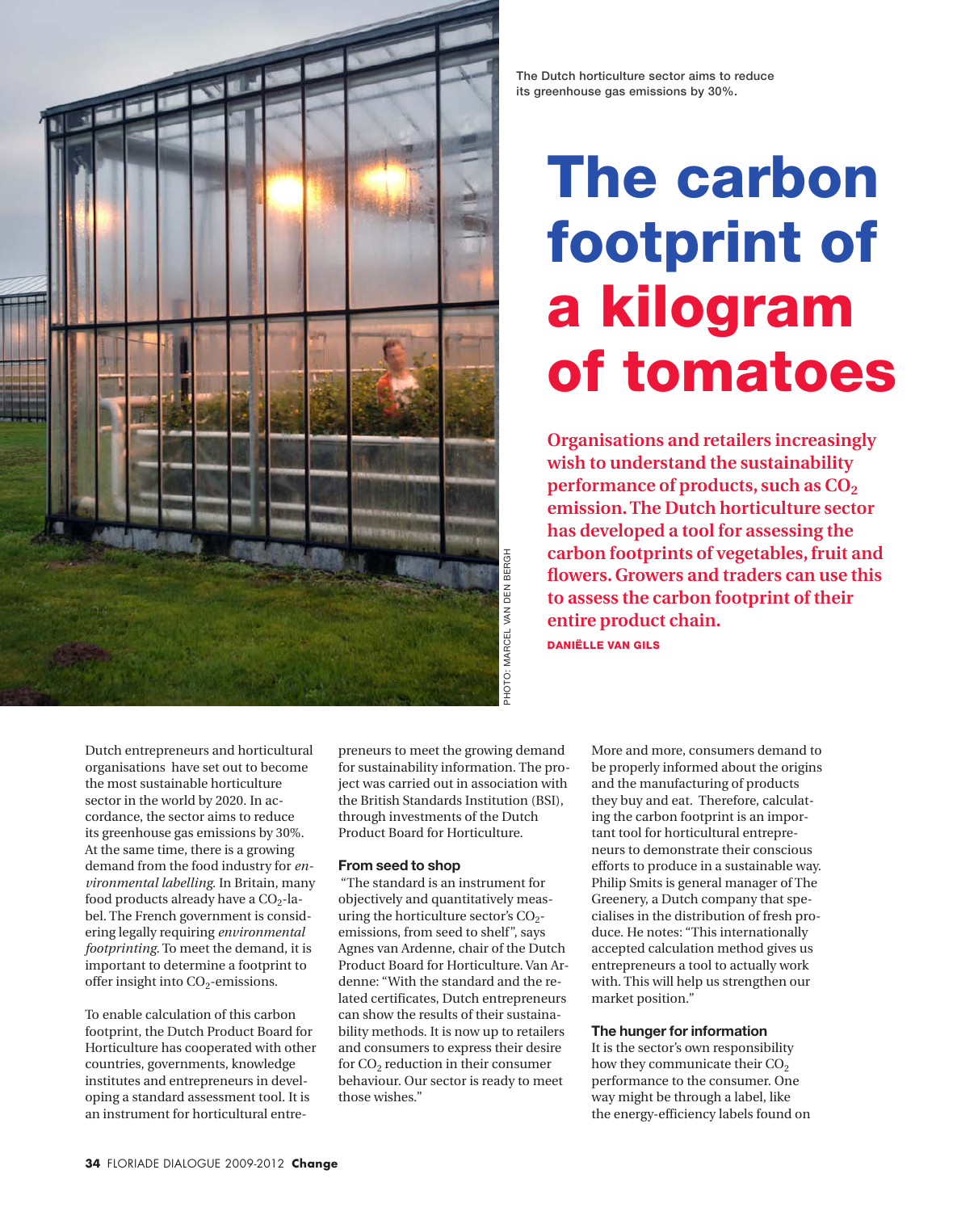The Dutch horticulture sector aims to reduce its greenhouse gas emissions by 30%.

PHOTO: MARCEL VAN DEN BERGH

# The carbon footprint of a kilogram of tomatoes

**Organisations and retailers increasingly wish to understand the sustainability performance of products, such as $CO_2$ emission. The Dutch horticulture sector has developed a tool for assessing the carbon footprints of vegetables, fruit and flowers. Growers and traders can use this to assess the carbon footprint of their entire product chain.**

DANIËLLE VAN GILS

Dutch entrepreneurs and horticultural organisations have set out to become the most sustainable horticulture sector in the world by 2020. In accordance, the sector aims to reduce its greenhouse gas emissions by 30%. At the same time, there is a growing demand from the food industry for *environmental labelling*. In Britain, many food products already have a $CO_2$-label. The French government is considering legally requiring *environmental footprinting*. To meet the demand, it is important to determine a footprint to offer insight into $CO_2$-emissions.

To enable calculation of this carbon footprint, the Dutch Product Board for Horticulture has cooperated with other countries, governments, knowledge institutes and entrepreneurs in developing a standard assessment tool. It is an instrument for horticultural entrepreneurs to meet the growing demand for sustainability information. The project was carried out in association with the British Standards Institution (BSI), through investments of the Dutch Product Board for Horticulture.

### From seed to shop

"The standard is an instrument for objectively and quantitatively measuring the horticulture sector's $CO_2$-emissions, from seed to shelf", says Agnes van Ardenne, chair of the Dutch Product Board for Horticulture. Van Ardenne: "With the standard and the related certificates, Dutch entrepreneurs can show the results of their sustainability methods. It is now up to retailers and consumers to express their desire for $CO_2$ reduction in their consumer behaviour. Our sector is ready to meet those wishes."

More and more, consumers demand to be properly informed about the origins and the manufacturing of products they buy and eat. Therefore, calculating the carbon footprint is an important tool for horticultural entrepreneurs to demonstrate their conscious efforts to produce in a sustainable way. Philip Smits is general manager of The Greenery, a Dutch company that specialises in the distribution of fresh produce. He notes: "This internationally accepted calculation method gives us entrepreneurs a tool to actually work with. This will help us strengthen our market position."

### The hunger for information

It is the sector's own responsibility how they communicate their $CO_2$ performance to the consumer. One way might be through a label, like the energy-efficiency labels found on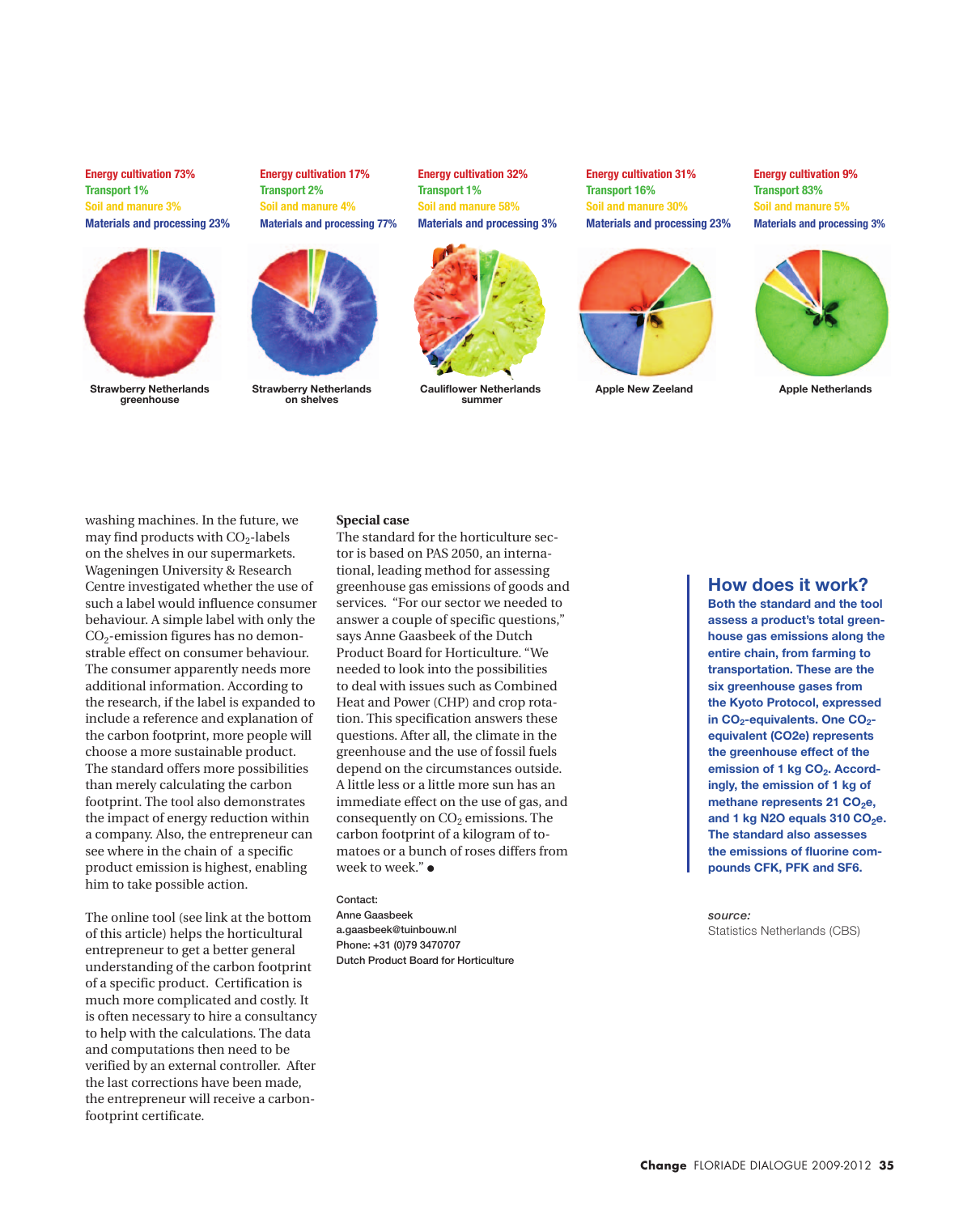Energy cultivation 73%
Transport 1%
Soil and manure 3%
Materials and processing 23%

Strawberry Netherlands greenhouse

Energy cultivation 17%
Transport 2%
Soil and manure 4%
Materials and processing 77%

Strawberry Netherlands on shelves

Energy cultivation 32%
Transport 1%
Soil and manure 58%
Materials and processing 3%

Cauliflower Netherlands summer

Energy cultivation 31%
Transport 16%
Soil and manure 30%
Materials and processing 23%

Apple New Zeeland

Energy cultivation 9%
Transport 83%
Soil and manure 5%
Materials and processing 3%

Apple Netherlands

washing machines. In the future, we may find products with $CO_2$-labels on the shelves in our supermarkets. Wageningen University & Research Centre investigated whether the use of such a label would influence consumer behaviour. A simple label with only the $CO_2$-emission figures has no demonstrable effect on consumer behaviour. The consumer apparently needs more additional information. According to the research, if the label is expanded to include a reference and explanation of the carbon footprint, more people will choose a more sustainable product. The standard offers more possibilities than merely calculating the carbon footprint. The tool also demonstrates the impact of energy reduction within a company. Also, the entrepreneur can see where in the chain of a specific product emission is highest, enabling him to take possible action.

The online tool (see link at the bottom of this article) helps the horticultural entrepreneur to get a better general understanding of the carbon footprint of a specific product. Certification is much more complicated and costly. It is often necessary to hire a consultancy to help with the calculations. The data and computations then need to be verified by an external controller. After the last corrections have been made, the entrepreneur will receive a carbon-footprint certificate.

**Special case**

The standard for the horticulture sector is based on PAS 2050, an international, leading method for assessing greenhouse gas emissions of goods and services. "For our sector we needed to answer a couple of specific questions," says Anne Gaasbeek of the Dutch Product Board for Horticulture. "We needed to look into the possibilities to deal with issues such as Combined Heat and Power (CHP) and crop rotation. This specification answers these questions. After all, the climate in the greenhouse and the use of fossil fuels depend on the circumstances outside. A little less or a little more sun has an immediate effect on the use of gas, and consequently on $CO_2$ emissions. The carbon footprint of a kilogram of tomatoes or a bunch of roses differs from week to week." ●

Contact:
Anne Gaasbeek
a.gaasbeek@tuinbouw.nl
Phone: +31 (0)79 3470707
Dutch Product Board for Horticulture

## How does it work?

**Both the standard and the tool assess a product's total greenhouse gas emissions along the entire chain, from farming to transportation. These are the six greenhouse gases from the Kyoto Protocol, expressed in $CO_2$-equivalents. One $CO_2$-equivalent (CO2e) represents the greenhouse effect of the emission of 1 kg $CO_2$. Accordingly, the emission of 1 kg of methane represents 21 $CO_2e$, and 1 kg N2O equals 310 $CO_2e$. The standard also assesses the emissions of fluorine compounds CFK, PFK and SF6.**

*source:*
Statistics Netherlands (CBS)